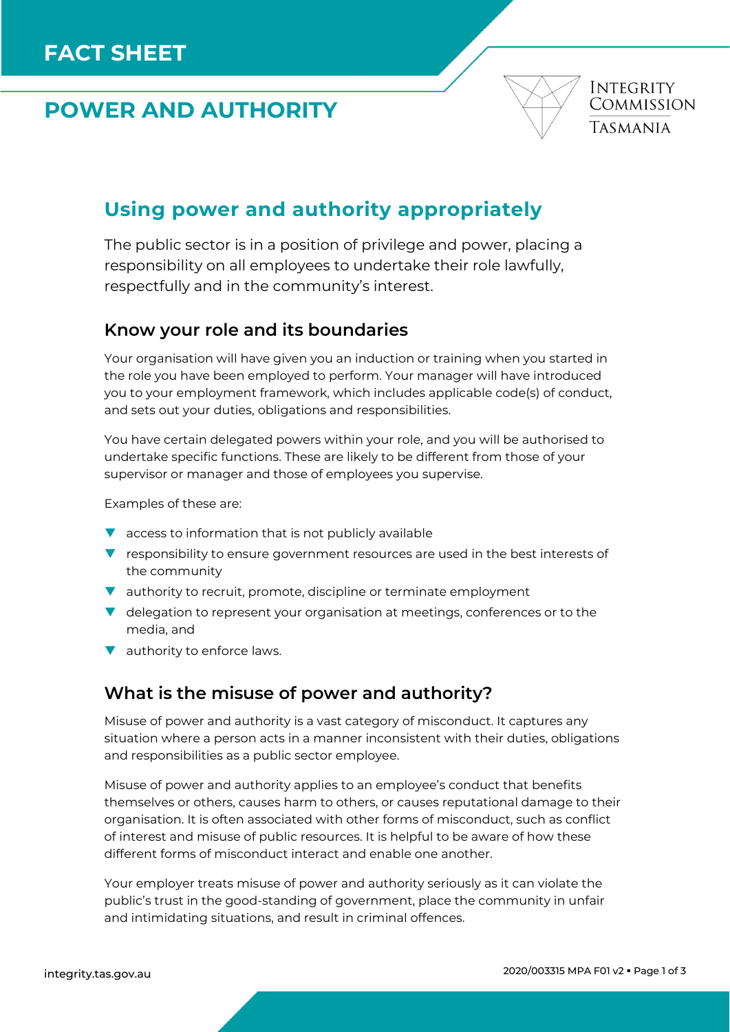# FACT SHEET

# POWER AND AUTHORITY

INTEGRITY COMMISSION TASMANIA

## Using power and authority appropriately

The public sector is in a position of privilege and power, placing a responsibility on all employees to undertake their role lawfully, respectfully and in the community's interest.

### Know your role and its boundaries

Your organisation will have given you an induction or training when you started in the role you have been employed to perform. Your manager will have introduced you to your employment framework, which includes applicable code(s) of conduct, and sets out your duties, obligations and responsibilities.

You have certain delegated powers within your role, and you will be authorised to undertake specific functions. These are likely to be different from those of your supervisor or manager and those of employees you supervise.

Examples of these are:

- access to information that is not publicly available
- responsibility to ensure government resources are used in the best interests of the community
- authority to recruit, promote, discipline or terminate employment
- delegation to represent your organisation at meetings, conferences or to the media, and
- authority to enforce laws.

### What is the misuse of power and authority?

Misuse of power and authority is a vast category of misconduct. It captures any situation where a person acts in a manner inconsistent with their duties, obligations and responsibilities as a public sector employee.

Misuse of power and authority applies to an employee's conduct that benefits themselves or others, causes harm to others, or causes reputational damage to their organisation. It is often associated with other forms of misconduct, such as conflict of interest and misuse of public resources. It is helpful to be aware of how these different forms of misconduct interact and enable one another.

Your employer treats misuse of power and authority seriously as it can violate the public's trust in the good-standing of government, place the community in unfair and intimidating situations, and result in criminal offences.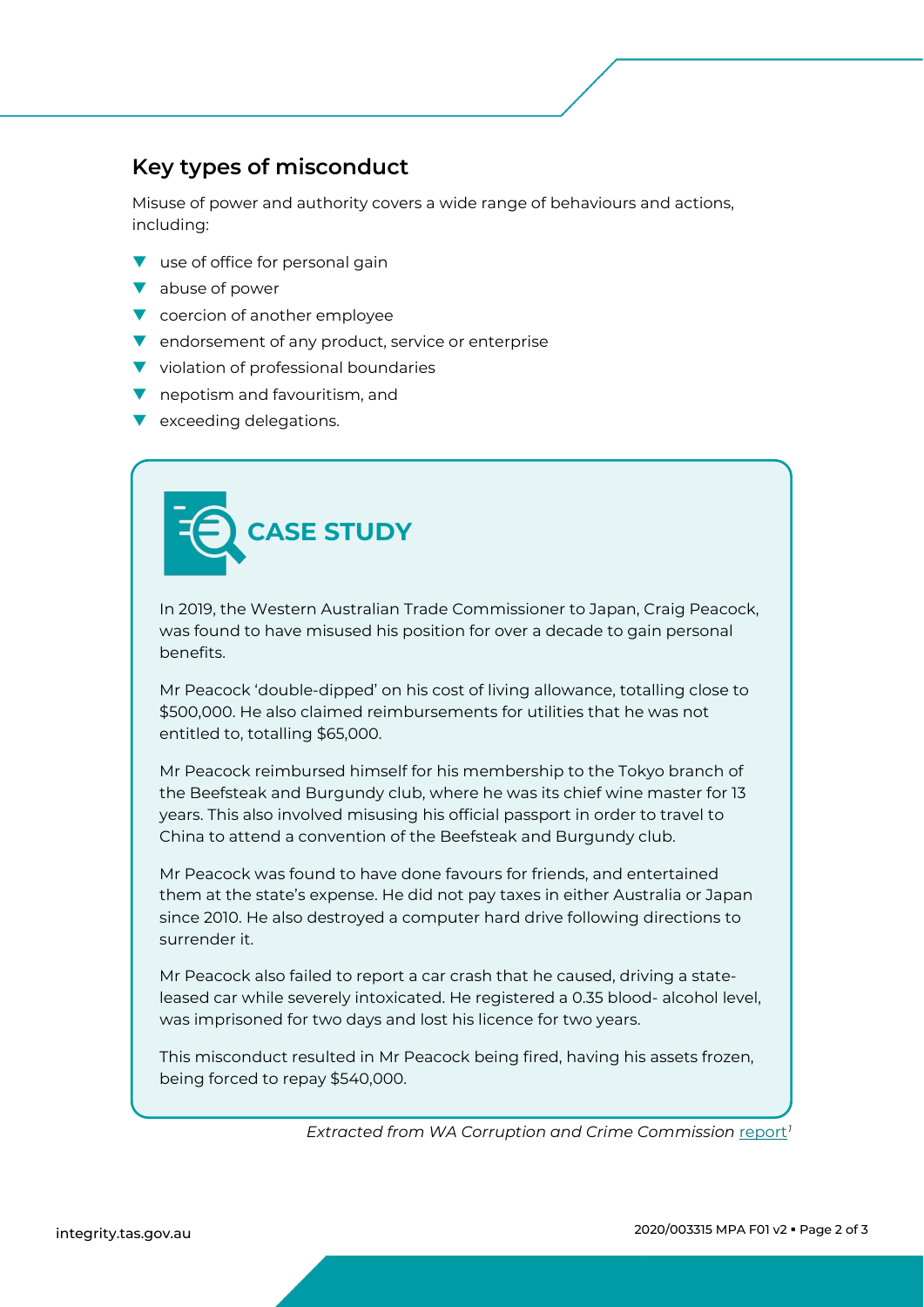## Key types of misconduct

Misuse of power and authority covers a wide range of behaviours and actions, including:

- use of office for personal gain
- abuse of power
- coercion of another employee
- endorsement of any product, service or enterprise
- violation of professional boundaries
- nepotism and favouritism, and
- exceeding delegations.

### CASE STUDY

In 2019, the Western Australian Trade Commissioner to Japan, Craig Peacock, was found to have misused his position for over a decade to gain personal benefits.

Mr Peacock 'double-dipped' on his cost of living allowance, totalling close to $500,000. He also claimed reimbursements for utilities that he was not entitled to, totalling $65,000.

Mr Peacock reimbursed himself for his membership to the Tokyo branch of the Beefsteak and Burgundy club, where he was its chief wine master for 13 years. This also involved misusing his official passport in order to travel to China to attend a convention of the Beefsteak and Burgundy club.

Mr Peacock was found to have done favours for friends, and entertained them at the state's expense. He did not pay taxes in either Australia or Japan since 2010. He also destroyed a computer hard drive following directions to surrender it.

Mr Peacock also failed to report a car crash that he caused, driving a state-leased car while severely intoxicated. He registered a 0.35 blood- alcohol level, was imprisoned for two days and lost his licence for two years.

This misconduct resulted in Mr Peacock being fired, having his assets frozen, being forced to repay $540,000.

*Extracted from WA Corruption and Crime Commission* report[1]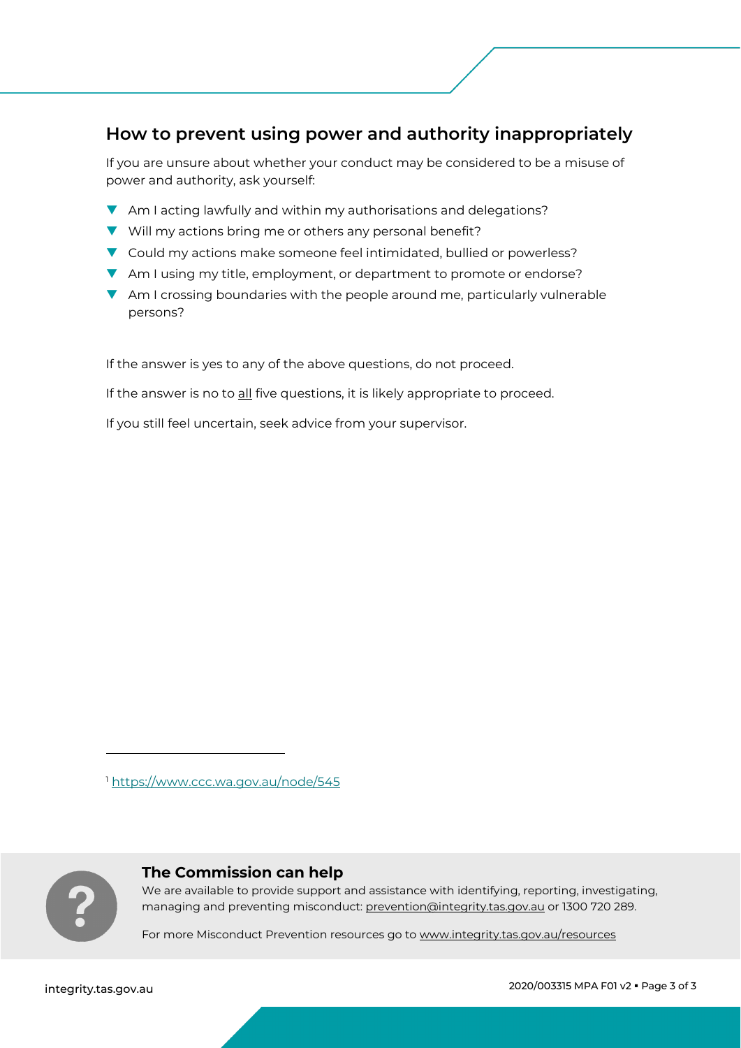## How to prevent using power and authority inappropriately

If you are unsure about whether your conduct may be considered to be a misuse of power and authority, ask yourself:

- Am I acting lawfully and within my authorisations and delegations?
- Will my actions bring me or others any personal benefit?
- Could my actions make someone feel intimidated, bullied or powerless?
- Am I using my title, employment, or department to promote or endorse?
- Am I crossing boundaries with the people around me, particularly vulnerable persons?

If the answer is yes to any of the above questions, do not proceed.

If the answer is no to all five questions, it is likely appropriate to proceed.

If you still feel uncertain, seek advice from your supervisor.

---

[1] https://www.ccc.wa.gov.au/node/545

### The Commission can help

We are available to provide support and assistance with identifying, reporting, investigating, managing and preventing misconduct: prevention@integrity.tas.gov.au or 1300 720 289.

For more Misconduct Prevention resources go to www.integrity.tas.gov.au/resources